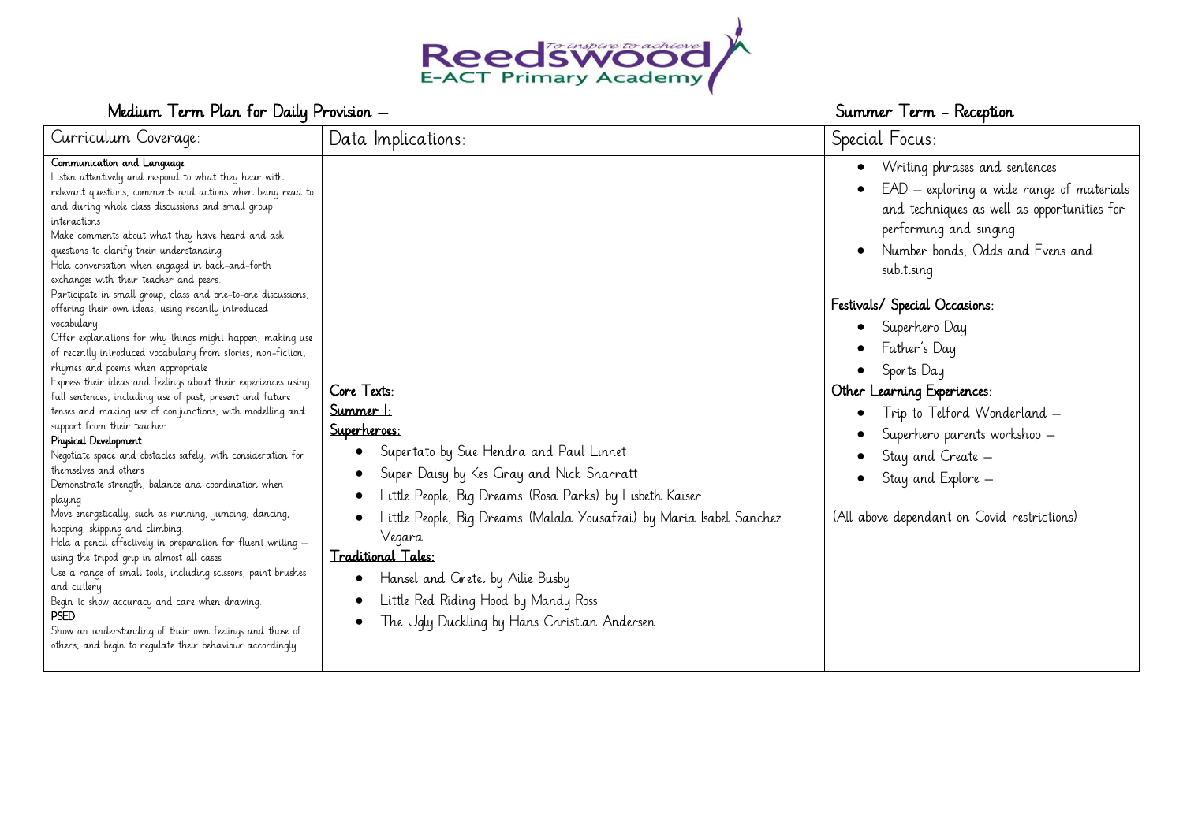Reedswood E-ACT Primary Academy — To inspire to achieve

# Medium Term Plan for Daily Provision – Summer Term - Reception

| Curriculum Coverage: | Data Implications: | Special Focus: |
|---|---|---|
| **Communication and Language**<br>Listen attentively and respond to what they hear with relevant questions, comments and actions when being read to and during whole class discussions and small group interactions<br>Make comments about what they have heard and ask questions to clarify their understanding<br>Hold conversation when engaged in back-and-forth exchanges with their teacher and peers.<br>Participate in small group, class and one-to-one discussions, offering their own ideas, using recently introduced vocabulary<br>Offer explanations for why things might happen, making use of recently introduced vocabulary from stories, non-fiction, rhymes and poems when appropriate<br>Express their ideas and feelings about their experiences using full sentences, including use of past, present and future tenses and making use of conjunctions, with modelling and support from their teacher.<br>**Physical Development**<br>Negotiate space and obstacles safely, with consideration for themselves and others<br>Demonstrate strength, balance and coordination when playing<br>Move energetically, such as running, jumping, dancing, hopping, skipping and climbing.<br>Hold a pencil effectively in preparation for fluent writing – using the tripod grip in almost all cases<br>Use a range of small tools, including scissors, paint brushes and cutlery<br>Begin to show accuracy and care when drawing.<br>**PSED**<br>Show an understanding of their own feelings and those of others, and begin to regulate their behaviour accordingly | <br><br><br><br><br><br><br><br><br><br><br><br><u>Core Texts:</u><br><u>Summer 1:</u><br><u>Superheroes:</u><br>• Supertato by Sue Hendra and Paul Linnet<br>• Super Daisy by Kes Gray and Nick Sharratt<br>• Little People, Big Dreams (Rosa Parks) by Lisbeth Kaiser<br>• Little People, Big Dreams (Malala Yousafzai) by Maria Isabel Sanchez Vegara<br><u>Traditional Tales:</u><br>• Hansel and Gretel by Ailie Busby<br>• Little Red Riding Hood by Mandy Ross<br>• The Ugly Duckling by Hans Christian Andersen | • Writing phrases and sentences<br>• EAD – exploring a wide range of materials and techniques as well as opportunities for performing and singing<br>• Number bonds, Odds and Evens and subitising<br><br>**Festivals/ Special Occasions:**<br>• Superhero Day<br>• Father's Day<br>• Sports Day<br><br>**Other Learning Experiences:**<br>• Trip to Telford Wonderland –<br>• Superhero parents workshop –<br>• Stay and Create –<br>• Stay and Explore –<br><br>(All above dependant on Covid restrictions) |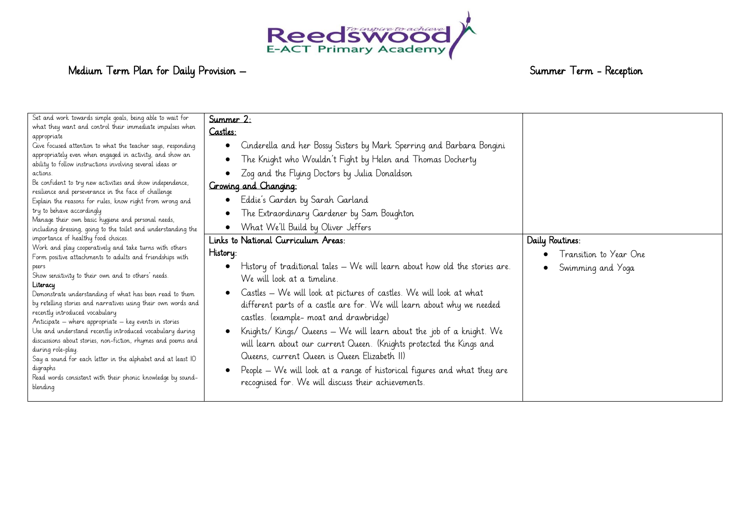# Medium Term Plan for Daily Provision – Summer Term - Reception

Reedswood E-ACT Primary Academy — To inspire to achieve

| | | |
|---|---|---|
| Set and work towards simple goals, being able to wait for what they want and control their immediate impulses when appropriate<br>Give focused attention to what the teacher says, responding appropriately even when engaged in activity, and show an ability to follow instructions involving several ideas or actions.<br>Be confident to try new activities and show independence, resilience and perseverance in the face of challenge<br>Explain the reasons for rules, know right from wrong and try to behave accordingly<br>Manage their own basic hygiene and personal needs, including dressing, going to the toilet and understanding the importance of healthy food choices.<br>Work and play cooperatively and take turns with others<br>Form positive attachments to adults and friendships with peers<br>Show sensitivity to their own and to others' needs.<br>**Literacy**<br>Demonstrate understanding of what has been read to them by retelling stories and narratives using their own words and recently introduced vocabulary<br>Anticipate – where appropriate – key events in stories<br>Use and understand recently introduced vocabulary during discussions about stories, non-fiction, rhymes and poems and during role-play.<br>Say a sound for each letter in the alphabet and at least 10 digraphs<br>Read words consistent with their phonic knowledge by sound-blending | <u>Summer 2:</u><br><u>Castles:</u><br>• Cinderella and her Bossy Sisters by Mark Sperring and Barbara Bongini<br>• The Knight who Wouldn't Fight by Helen and Thomas Docherty<br>• Zog and the Flying Doctors by Julia Donaldson<br><u>Growing and Changing:</u><br>• Eddie's Garden by Sarah Garland<br>• The Extraordinary Gardener by Sam Boughton<br>• What We'll Build by Oliver Jeffers<br><br>Links to National Curriculum Areas:<br>History:<br>• History of traditional tales – We will learn about how old the stories are. We will look at a timeline.<br>• Castles – We will look at pictures of castles. We will look at what different parts of a castle are for. We will learn about why we needed castles. (example- moat and drawbridge)<br>• Knights/ Kings/ Queens – We will learn about the job of a knight. We will learn about our current Queen. (Knights protected the Kings and Queens, current Queen is Queen Elizabeth II)<br>• People – We will look at a range of historical figures and what they are recognised for. We will discuss their achievements. | <br><br><br><br><br><br><br><br>Daily Routines:<br>• Transition to Year One<br>• Swimming and Yoga |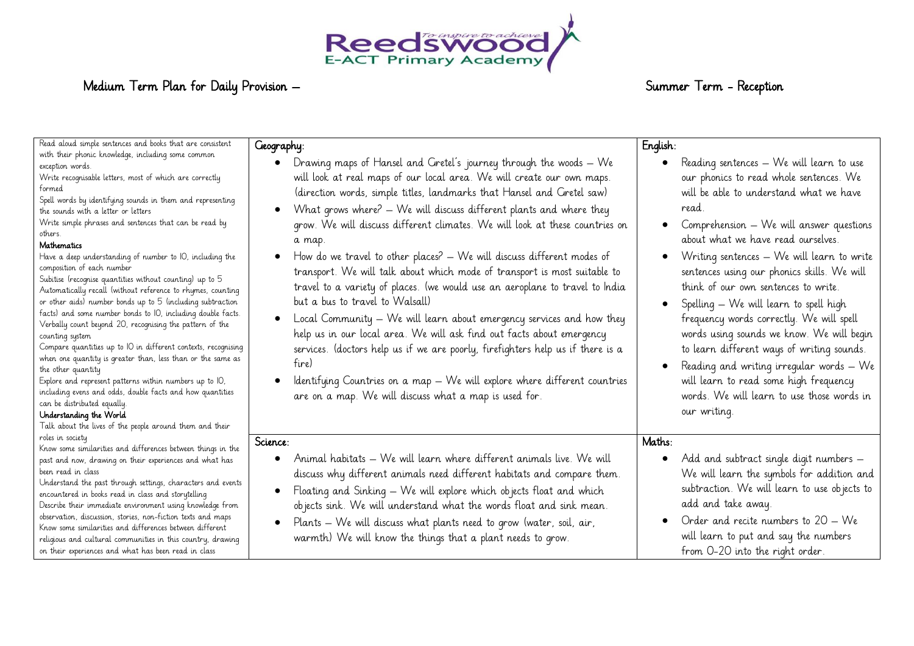Reedswood E-ACT Primary Academy — To inspire to achieve

# Medium Term Plan for Daily Provision – Summer Term - Reception

Read aloud simple sentences and books that are consistent with their phonic knowledge, including some common exception words.
Write recognisable letters, most of which are correctly formed
Spell words by identifying sounds in them and representing the sounds with a letter or letters
Write simple phrases and sentences that can be read by others.

**Mathematics**

Have a deep understanding of number to 10, including the composition of each number
Subitise (recognise quantities without counting) up to 5
Automatically recall (without reference to rhymes, counting or other aids) number bonds up to 5 (including subtraction facts) and some number bonds to 10, including double facts.
Verbally count beyond 20, recognising the pattern of the counting system
Compare quantities up to 10 in different contexts, recognising when one quantity is greater than, less than or the same as the other quantity
Explore and represent patterns within numbers up to 10, including evens and odds, double facts and how quantities can be distributed equally.

**Understanding the World**

Talk about the lives of the people around them and their roles in society
Know some similarities and differences between things in the past and now, drawing on their experiences and what has been read in class
Understand the past through settings, characters and events encountered in books read in class and storytelling
Describe their immediate environment using knowledge from observation, discussion, stories, non-fiction texts and maps
Know some similarities and differences between different religious and cultural communities in this country, drawing on their experiences and what has been read in class

## Geography:

- Drawing maps of Hansel and Gretel's journey through the woods – We will look at real maps of our local area. We will create our own maps. (direction words, simple titles, landmarks that Hansel and Gretel saw)
- What grows where? – We will discuss different plants and where they grow. We will discuss different climates. We will look at these countries on a map.
- How do we travel to other places? – We will discuss different modes of transport. We will talk about which mode of transport is most suitable to travel to a variety of places. (we would use an aeroplane to travel to India but a bus to travel to Walsall)
- Local Community – We will learn about emergency services and how they help us in our local area. We will ask find out facts about emergency services. (doctors help us if we are poorly, firefighters help us if there is a fire)
- Identifying Countries on a map – We will explore where different countries are on a map. We will discuss what a map is used for.

## English:

- Reading sentences – We will learn to use our phonics to read whole sentences. We will be able to understand what we have read.
- Comprehension – We will answer questions about what we have read ourselves.
- Writing sentences – We will learn to write sentences using our phonics skills. We will think of our own sentences to write.
- Spelling – We will learn to spell high frequency words correctly. We will spell words using sounds we know. We will begin to learn different ways of writing sounds.
- Reading and writing irregular words – We will learn to read some high frequency words. We will learn to use those words in our writing.

## Science:

- Animal habitats – We will learn where different animals live. We will discuss why different animals need different habitats and compare them.
- Floating and Sinking – We will explore which objects float and which objects sink. We will understand what the words float and sink mean.
- Plants – We will discuss what plants need to grow (water, soil, air, warmth) We will know the things that a plant needs to grow.

## Maths:

- Add and subtract single digit numbers – We will learn the symbols for addition and subtraction. We will learn to use objects to add and take away.
- Order and recite numbers to 20 – We will learn to put and say the numbers from 0-20 into the right order.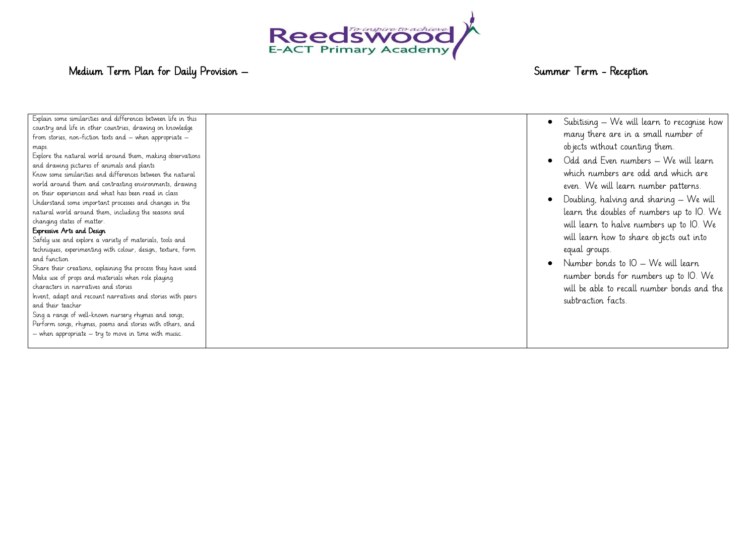## Medium Term Plan for Daily Provision – Summer Term - Reception

| | | |
|---|---|---|
| Explain some similarities and differences between life in this country and life in other countries, drawing on knowledge from stories, non-fiction texts and – when appropriate – maps.<br>Explore the natural world around them, making observations and drawing pictures of animals and plants<br>Know some similarities and differences between the natural world around them and contrasting environments, drawing on their experiences and what has been read in class<br>Understand some important processes and changes in the natural world around them, including the seasons and changing states of matter.<br>**Expressive Arts and Design**<br>Safely use and explore a variety of materials, tools and techniques, experimenting with colour, design, texture, form and function<br>Share their creations, explaining the process they have used<br>Make use of props and materials when role playing characters in narratives and stories<br>Invent, adapt and recount narratives and stories with peers and their teacher<br>Sing a range of well-known nursery rhymes and songs;<br>Perform songs, rhymes, poems and stories with others, and – when appropriate – try to move in time with music. | | • Subitising – We will learn to recognise how many there are in a small number of objects without counting them.<br>• Odd and Even numbers – We will learn which numbers are odd and which are even. We will learn number patterns.<br>• Doubling, halving and sharing – We will learn the doubles of numbers up to 10. We will learn to halve numbers up to 10. We will learn how to share objects out into equal groups.<br>• Number bonds to 10 – We will learn number bonds for numbers up to 10. We will be able to recall number bonds and the subtraction facts. |